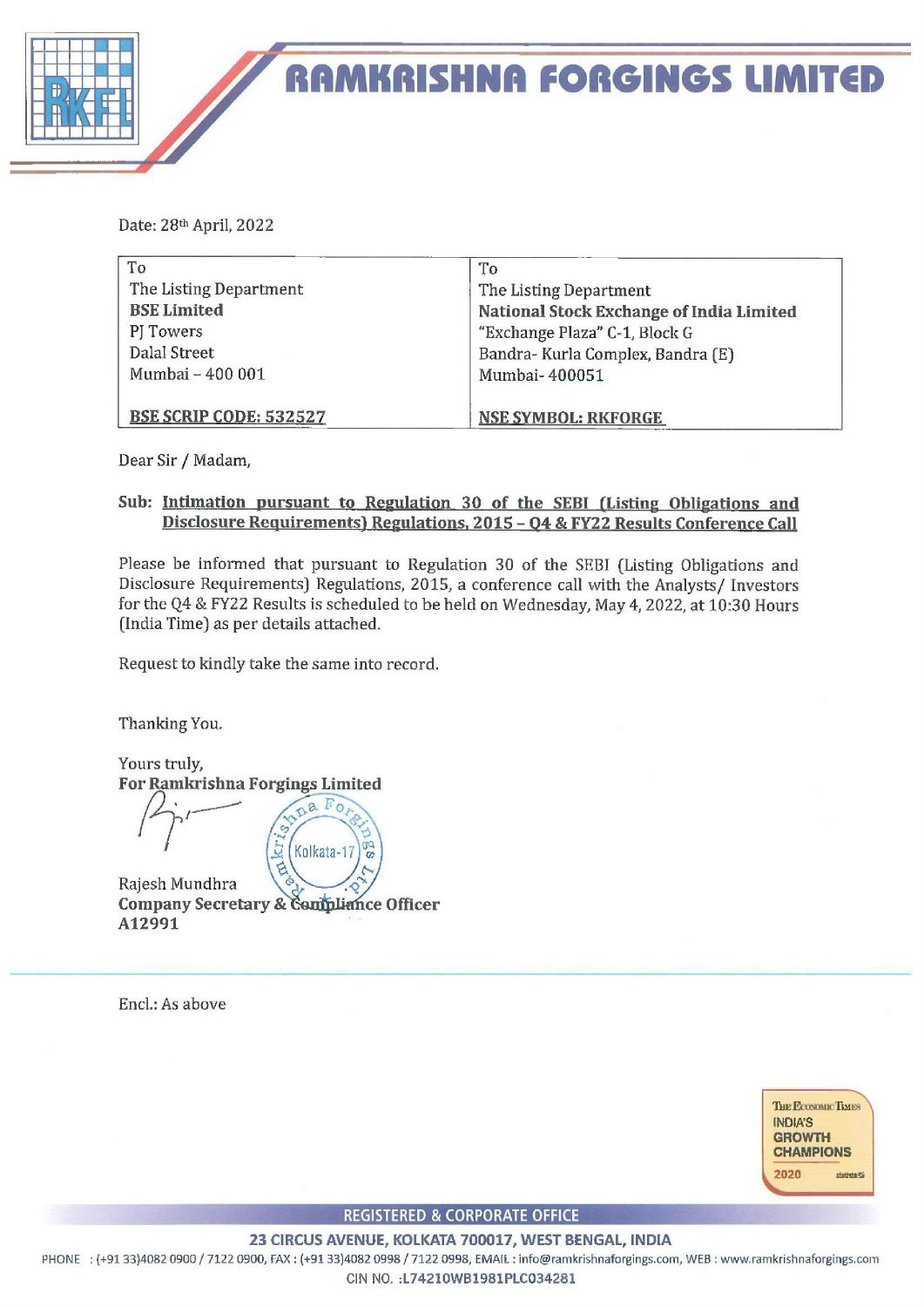# RAMKRISHNA FORGINGS LIMITED

Date: 28th April, 2022

| To | To |
|---|---|
| The Listing Department | The Listing Department |
| **BSE Limited** | **National Stock Exchange of India Limited** |
| PJ Towers | "Exchange Plaza" C-1, Block G |
| Dalal Street | Bandra- Kurla Complex, Bandra (E) |
| Mumbai – 400 001 | Mumbai- 400051 |
| **BSE SCRIP CODE: 532527** | **NSE SYMBOL: RKFORGE** |

Dear Sir / Madam,

**Sub: Intimation pursuant to Regulation 30 of the SEBI (Listing Obligations and Disclosure Requirements) Regulations, 2015 – Q4 & FY22 Results Conference Call**

Please be informed that pursuant to Regulation 30 of the SEBI (Listing Obligations and Disclosure Requirements) Regulations, 2015, a conference call with the Analysts/ Investors for the Q4 & FY22 Results is scheduled to be held on Wednesday, May 4, 2022, at 10:30 Hours (India Time) as per details attached.

Request to kindly take the same into record.

Thanking You.

Yours truly,
**For Ramkrishna Forgings Limited**

Rajesh Mundhra
**Company Secretary & Compliance Officer**
**A12991**

Encl.: As above

REGISTERED & CORPORATE OFFICE
23 CIRCUS AVENUE, KOLKATA 700017, WEST BENGAL, INDIA
PHONE : (+91 33)4082 0900 / 7122 0900, FAX : (+91 33)4082 0998 / 7122 0998, EMAIL : info@ramkrishnaforgings.com, WEB : www.ramkrishnaforgings.com
CIN NO. :L74210WB1981PLC034281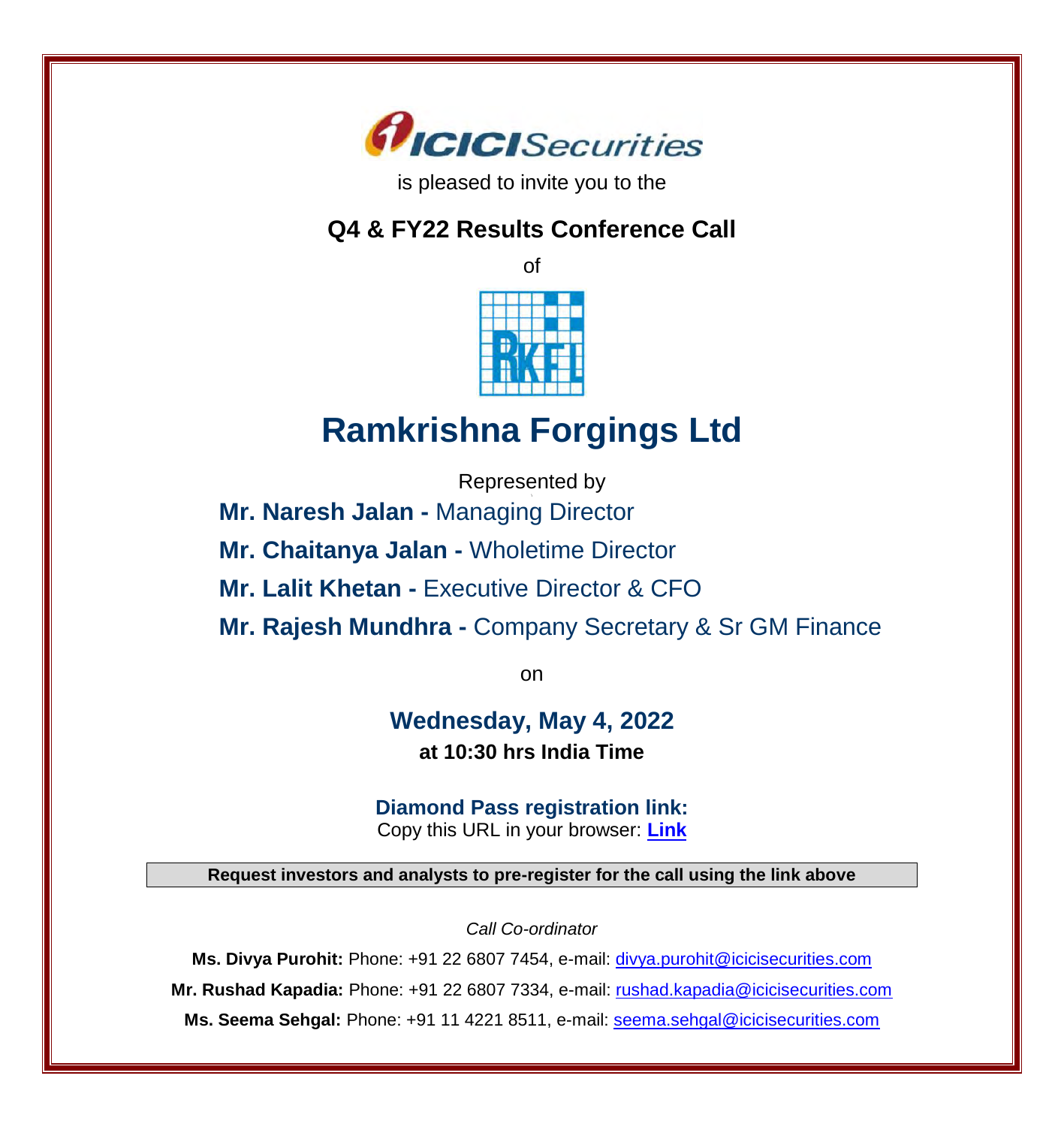ICICI Securities

is pleased to invite you to the

## Q4 & FY22 Results Conference Call

of

RKFL

# Ramkrishna Forgings Ltd

Represented by

**Mr. Naresh Jalan -** Managing Director

**Mr. Chaitanya Jalan -** Wholetime Director

**Mr. Lalit Khetan -** Executive Director & CFO

**Mr. Rajesh Mundhra -** Company Secretary & Sr GM Finance

on

**Wednesday, May 4, 2022**

**at 10:30 hrs India Time**

**Diamond Pass registration link:**

Copy this URL in your browser: **Link**

**Request investors and analysts to pre-register for the call using the link above**

*Call Co-ordinator*

**Ms. Divya Purohit:** Phone: +91 22 6807 7454, e-mail: divya.purohit@icicisecurities.com

**Mr. Rushad Kapadia:** Phone: +91 22 6807 7334, e-mail: rushad.kapadia@icicisecurities.com

**Ms. Seema Sehgal:** Phone: +91 11 4221 8511, e-mail: seema.sehgal@icicisecurities.com